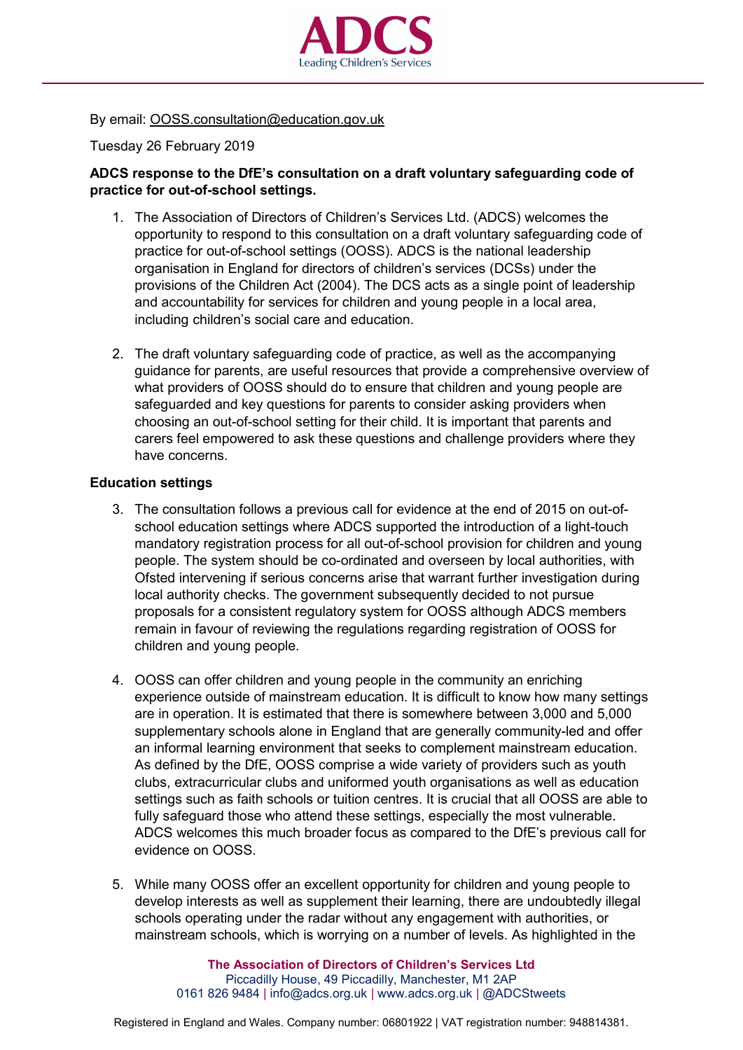By email: OOSS.consultation@education.gov.uk

Tuesday 26 February 2019

**ADCS response to the DfE's consultation on a draft voluntary safeguarding code of practice for out-of-school settings.**

1. The Association of Directors of Children's Services Ltd. (ADCS) welcomes the opportunity to respond to this consultation on a draft voluntary safeguarding code of practice for out-of-school settings (OOSS). ADCS is the national leadership organisation in England for directors of children's services (DCSs) under the provisions of the Children Act (2004). The DCS acts as a single point of leadership and accountability for services for children and young people in a local area, including children's social care and education.

2. The draft voluntary safeguarding code of practice, as well as the accompanying guidance for parents, are useful resources that provide a comprehensive overview of what providers of OOSS should do to ensure that children and young people are safeguarded and key questions for parents to consider asking providers when choosing an out-of-school setting for their child. It is important that parents and carers feel empowered to ask these questions and challenge providers where they have concerns.

**Education settings**

3. The consultation follows a previous call for evidence at the end of 2015 on out-of-school education settings where ADCS supported the introduction of a light-touch mandatory registration process for all out-of-school provision for children and young people. The system should be co-ordinated and overseen by local authorities, with Ofsted intervening if serious concerns arise that warrant further investigation during local authority checks. The government subsequently decided to not pursue proposals for a consistent regulatory system for OOSS although ADCS members remain in favour of reviewing the regulations regarding registration of OOSS for children and young people.

4. OOSS can offer children and young people in the community an enriching experience outside of mainstream education. It is difficult to know how many settings are in operation. It is estimated that there is somewhere between 3,000 and 5,000 supplementary schools alone in England that are generally community-led and offer an informal learning environment that seeks to complement mainstream education. As defined by the DfE, OOSS comprise a wide variety of providers such as youth clubs, extracurricular clubs and uniformed youth organisations as well as education settings such as faith schools or tuition centres. It is crucial that all OOSS are able to fully safeguard those who attend these settings, especially the most vulnerable. ADCS welcomes this much broader focus as compared to the DfE's previous call for evidence on OOSS.

5. While many OOSS offer an excellent opportunity for children and young people to develop interests as well as supplement their learning, there are undoubtedly illegal schools operating under the radar without any engagement with authorities, or mainstream schools, which is worrying on a number of levels. As highlighted in the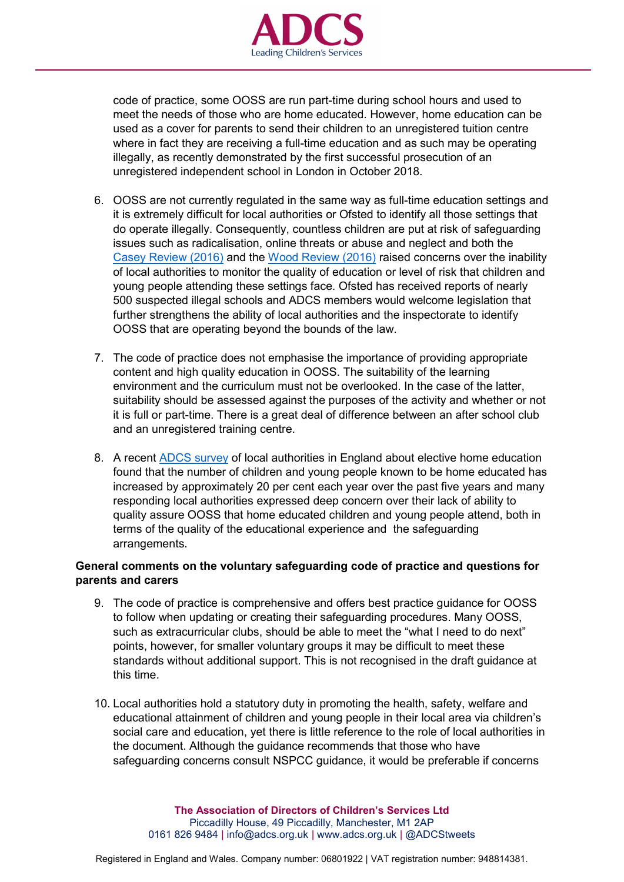code of practice, some OOSS are run part-time during school hours and used to meet the needs of those who are home educated. However, home education can be used as a cover for parents to send their children to an unregistered tuition centre where in fact they are receiving a full-time education and as such may be operating illegally, as recently demonstrated by the first successful prosecution of an unregistered independent school in London in October 2018.

6. OOSS are not currently regulated in the same way as full-time education settings and it is extremely difficult for local authorities or Ofsted to identify all those settings that do operate illegally. Consequently, countless children are put at risk of safeguarding issues such as radicalisation, online threats or abuse and neglect and both the Casey Review (2016) and the Wood Review (2016) raised concerns over the inability of local authorities to monitor the quality of education or level of risk that children and young people attending these settings face. Ofsted has received reports of nearly 500 suspected illegal schools and ADCS members would welcome legislation that further strengthens the ability of local authorities and the inspectorate to identify OOSS that are operating beyond the bounds of the law.

7. The code of practice does not emphasise the importance of providing appropriate content and high quality education in OOSS. The suitability of the learning environment and the curriculum must not be overlooked. In the case of the latter, suitability should be assessed against the purposes of the activity and whether or not it is full or part-time. There is a great deal of difference between an after school club and an unregistered training centre.

8. A recent ADCS survey of local authorities in England about elective home education found that the number of children and young people known to be home educated has increased by approximately 20 per cent each year over the past five years and many responding local authorities expressed deep concern over their lack of ability to quality assure OOSS that home educated children and young people attend, both in terms of the quality of the educational experience and the safeguarding arrangements.

**General comments on the voluntary safeguarding code of practice and questions for parents and carers**

9. The code of practice is comprehensive and offers best practice guidance for OOSS to follow when updating or creating their safeguarding procedures. Many OOSS, such as extracurricular clubs, should be able to meet the "what I need to do next" points, however, for smaller voluntary groups it may be difficult to meet these standards without additional support. This is not recognised in the draft guidance at this time.

10. Local authorities hold a statutory duty in promoting the health, safety, welfare and educational attainment of children and young people in their local area via children's social care and education, yet there is little reference to the role of local authorities in the document. Although the guidance recommends that those who have safeguarding concerns consult NSPCC guidance, it would be preferable if concerns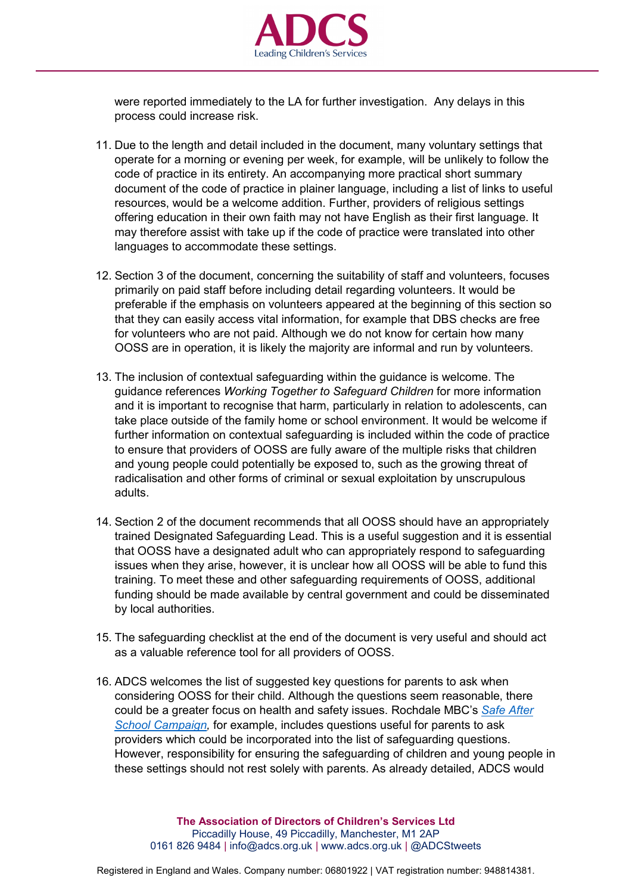were reported immediately to the LA for further investigation. Any delays in this process could increase risk.

11. Due to the length and detail included in the document, many voluntary settings that operate for a morning or evening per week, for example, will be unlikely to follow the code of practice in its entirety. An accompanying more practical short summary document of the code of practice in plainer language, including a list of links to useful resources, would be a welcome addition. Further, providers of religious settings offering education in their own faith may not have English as their first language. It may therefore assist with take up if the code of practice were translated into other languages to accommodate these settings.

12. Section 3 of the document, concerning the suitability of staff and volunteers, focuses primarily on paid staff before including detail regarding volunteers. It would be preferable if the emphasis on volunteers appeared at the beginning of this section so that they can easily access vital information, for example that DBS checks are free for volunteers who are not paid. Although we do not know for certain how many OOSS are in operation, it is likely the majority are informal and run by volunteers.

13. The inclusion of contextual safeguarding within the guidance is welcome. The guidance references *Working Together to Safeguard Children* for more information and it is important to recognise that harm, particularly in relation to adolescents, can take place outside of the family home or school environment. It would be welcome if further information on contextual safeguarding is included within the code of practice to ensure that providers of OOSS are fully aware of the multiple risks that children and young people could potentially be exposed to, such as the growing threat of radicalisation and other forms of criminal or sexual exploitation by unscrupulous adults.

14. Section 2 of the document recommends that all OOSS should have an appropriately trained Designated Safeguarding Lead. This is a useful suggestion and it is essential that OOSS have a designated adult who can appropriately respond to safeguarding issues when they arise, however, it is unclear how all OOSS will be able to fund this training. To meet these and other safeguarding requirements of OOSS, additional funding should be made available by central government and could be disseminated by local authorities.

15. The safeguarding checklist at the end of the document is very useful and should act as a valuable reference tool for all providers of OOSS.

16. ADCS welcomes the list of suggested key questions for parents to ask when considering OOSS for their child. Although the questions seem reasonable, there could be a greater focus on health and safety issues. Rochdale MBC's *Safe After School Campaign*, for example, includes questions useful for parents to ask providers which could be incorporated into the list of safeguarding questions. However, responsibility for ensuring the safeguarding of children and young people in these settings should not rest solely with parents. As already detailed, ADCS would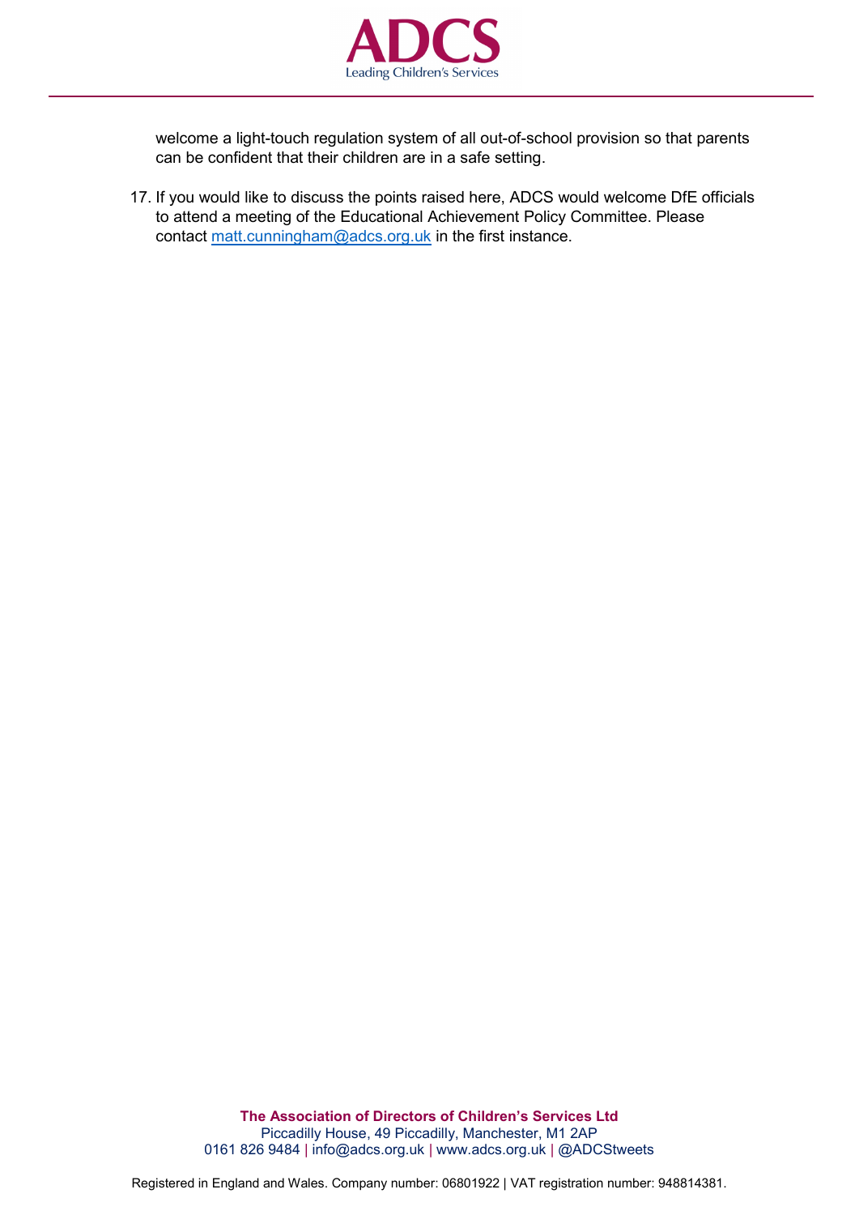welcome a light-touch regulation system of all out-of-school provision so that parents can be confident that their children are in a safe setting.

17. If you would like to discuss the points raised here, ADCS would welcome DfE officials to attend a meeting of the Educational Achievement Policy Committee. Please contact matt.cunningham@adcs.org.uk in the first instance.